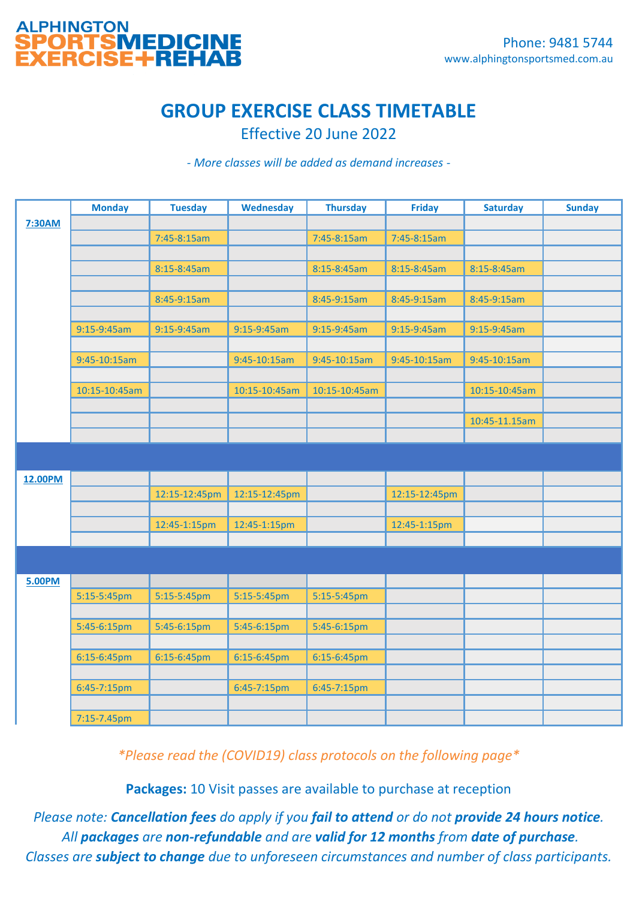ALPHINGTON
SPORTSMEDICINE
EXERCISE+REHAB

Phone: 9481 5744
www.alphingtonsportsmed.com.au

# GROUP EXERCISE CLASS TIMETABLE

Effective 20 June 2022

*- More classes will be added as demand increases -*

| | Monday | Tuesday | Wednesday | Thursday | Friday | Saturday | Sunday |
|---|---|---|---|---|---|---|---|
| **7:30AM** | | | | | | | |
| | | 7:45-8:15am | | 7:45-8:15am | 7:45-8:15am | | |
| | | 8:15-8:45am | | 8:15-8:45am | 8:15-8:45am | 8:15-8:45am | |
| | | 8:45-9:15am | | 8:45-9:15am | 8:45-9:15am | 8:45-9:15am | |
| | 9:15-9:45am | 9:15-9:45am | 9:15-9:45am | 9:15-9:45am | 9:15-9:45am | 9:15-9:45am | |
| | 9:45-10:15am | | 9:45-10:15am | 9:45-10:15am | 9:45-10:15am | 9:45-10:15am | |
| | 10:15-10:45am | | 10:15-10:45am | 10:15-10:45am | | 10:15-10:45am | |
| | | | | | | 10:45-11.15am | |
| **12.00PM** | | | | | | | |
| | | 12:15-12:45pm | 12:15-12:45pm | | 12:15-12:45pm | | |
| | | 12:45-1:15pm | 12:45-1:15pm | | 12:45-1:15pm | | |
| **5.00PM** | | | | | | | |
| | 5:15-5:45pm | 5:15-5:45pm | 5:15-5:45pm | 5:15-5:45pm | | | |
| | 5:45-6:15pm | 5:45-6:15pm | 5:45-6:15pm | 5:45-6:15pm | | | |
| | 6:15-6:45pm | 6:15-6:45pm | 6:15-6:45pm | 6:15-6:45pm | | | |
| | 6:45-7:15pm | | 6:45-7:15pm | 6:45-7:15pm | | | |
| | 7:15-7.45pm | | | | | | |

*\*Please read the (COVID19) class protocols on the following page\**

**Packages:** 10 Visit passes are available to purchase at reception

*Please note: **Cancellation fees** do apply if you **fail to attend** or do not **provide 24 hours notice**. All **packages** are **non-refundable** and are **valid for 12 months** from **date of purchase**. Classes are **subject to change** due to unforeseen circumstances and number of class participants.*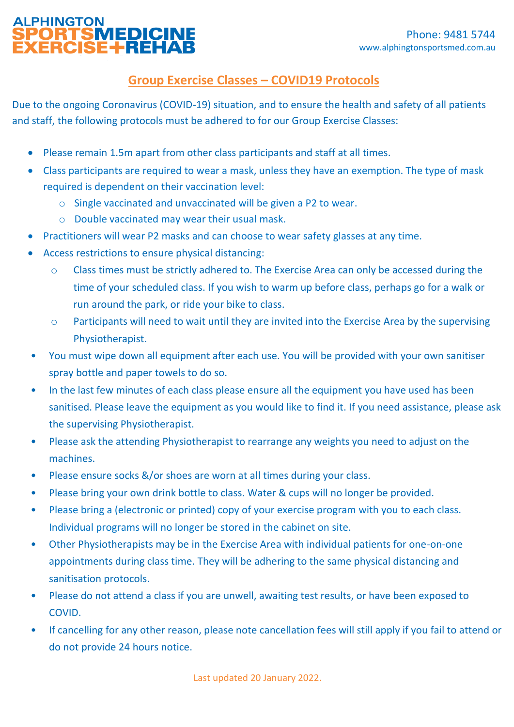ALPHINGTON
SPORTSMEDICINE
EXERCISE+REHAB

Phone: 9481 5744
www.alphingtonsportsmed.com.au

## Group Exercise Classes – COVID19 Protocols

Due to the ongoing Coronavirus (COVID-19) situation, and to ensure the health and safety of all patients and staff, the following protocols must be adhered to for our Group Exercise Classes:

- Please remain 1.5m apart from other class participants and staff at all times.
- Class participants are required to wear a mask, unless they have an exemption. The type of mask required is dependent on their vaccination level:
  - Single vaccinated and unvaccinated will be given a P2 to wear.
  - Double vaccinated may wear their usual mask.
- Practitioners will wear P2 masks and can choose to wear safety glasses at any time.
- Access restrictions to ensure physical distancing:
  - Class times must be strictly adhered to. The Exercise Area can only be accessed during the time of your scheduled class. If you wish to warm up before class, perhaps go for a walk or run around the park, or ride your bike to class.
  - Participants will need to wait until they are invited into the Exercise Area by the supervising Physiotherapist.
- You must wipe down all equipment after each use. You will be provided with your own sanitiser spray bottle and paper towels to do so.
- In the last few minutes of each class please ensure all the equipment you have used has been sanitised. Please leave the equipment as you would like to find it. If you need assistance, please ask the supervising Physiotherapist.
- Please ask the attending Physiotherapist to rearrange any weights you need to adjust on the machines.
- Please ensure socks &/or shoes are worn at all times during your class.
- Please bring your own drink bottle to class. Water & cups will no longer be provided.
- Please bring a (electronic or printed) copy of your exercise program with you to each class. Individual programs will no longer be stored in the cabinet on site.
- Other Physiotherapists may be in the Exercise Area with individual patients for one-on-one appointments during class time. They will be adhering to the same physical distancing and sanitisation protocols.
- Please do not attend a class if you are unwell, awaiting test results, or have been exposed to COVID.
- If cancelling for any other reason, please note cancellation fees will still apply if you fail to attend or do not provide 24 hours notice.

Last updated 20 January 2022.